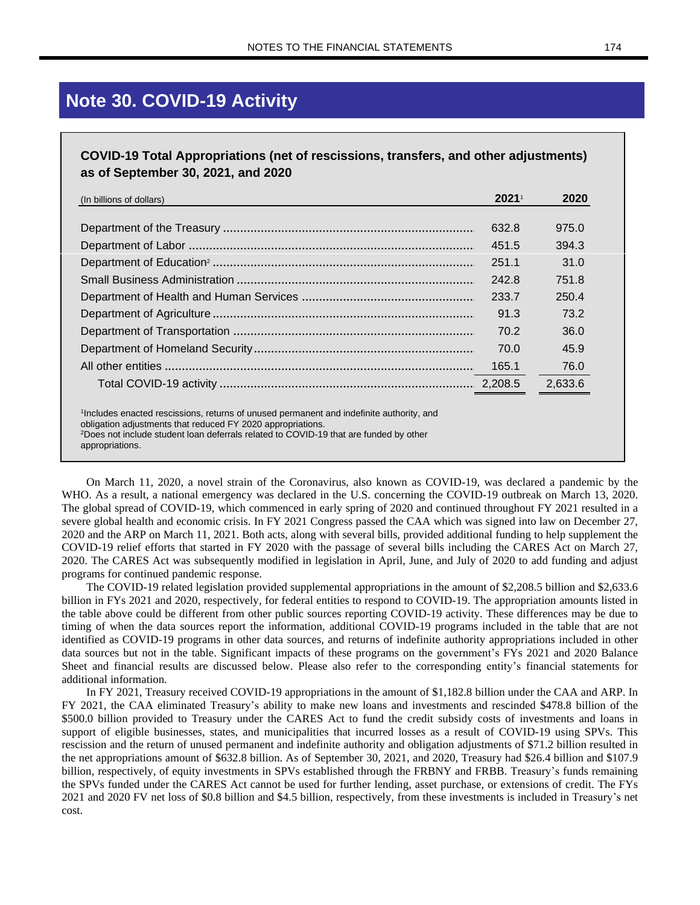# Note 30. COVID-19 Activity

**COVID-19 Total Appropriations (net of rescissions, transfers, and other adjustments) as of September 30, 2021, and 2020**

| (In billions of dollars) | 2021[1] | 2020 |
|---|---|---|
| Department of the Treasury | 632.8 | 975.0 |
| Department of Labor | 451.5 | 394.3 |
| Department of Education[2] | 251.1 | 31.0 |
| Small Business Administration | 242.8 | 751.8 |
| Department of Health and Human Services | 233.7 | 250.4 |
| Department of Agriculture | 91.3 | 73.2 |
| Department of Transportation | 70.2 | 36.0 |
| Department of Homeland Security | 70.0 | 45.9 |
| All other entities | 165.1 | 76.0 |
| Total COVID-19 activity | 2,208.5 | 2,633.6 |

[1]Includes enacted rescissions, returns of unused permanent and indefinite authority, and obligation adjustments that reduced FY 2020 appropriations.
[2]Does not include student loan deferrals related to COVID-19 that are funded by other appropriations.

On March 11, 2020, a novel strain of the Coronavirus, also known as COVID-19, was declared a pandemic by the WHO. As a result, a national emergency was declared in the U.S. concerning the COVID-19 outbreak on March 13, 2020. The global spread of COVID-19, which commenced in early spring of 2020 and continued throughout FY 2021 resulted in a severe global health and economic crisis. In FY 2021 Congress passed the CAA which was signed into law on December 27, 2020 and the ARP on March 11, 2021. Both acts, along with several bills, provided additional funding to help supplement the COVID-19 relief efforts that started in FY 2020 with the passage of several bills including the CARES Act on March 27, 2020. The CARES Act was subsequently modified in legislation in April, June, and July of 2020 to add funding and adjust programs for continued pandemic response.

The COVID-19 related legislation provided supplemental appropriations in the amount of $2,208.5 billion and $2,633.6 billion in FYs 2021 and 2020, respectively, for federal entities to respond to COVID-19. The appropriation amounts listed in the table above could be different from other public sources reporting COVID-19 activity. These differences may be due to timing of when the data sources report the information, additional COVID-19 programs included in the table that are not identified as COVID-19 programs in other data sources, and returns of indefinite authority appropriations included in other data sources but not in the table. Significant impacts of these programs on the government's FYs 2021 and 2020 Balance Sheet and financial results are discussed below. Please also refer to the corresponding entity's financial statements for additional information.

In FY 2021, Treasury received COVID-19 appropriations in the amount of $1,182.8 billion under the CAA and ARP. In FY 2021, the CAA eliminated Treasury's ability to make new loans and investments and rescinded $478.8 billion of the $500.0 billion provided to Treasury under the CARES Act to fund the credit subsidy costs of investments and loans in support of eligible businesses, states, and municipalities that incurred losses as a result of COVID-19 using SPVs. This rescission and the return of unused permanent and indefinite authority and obligation adjustments of $71.2 billion resulted in the net appropriations amount of $632.8 billion. As of September 30, 2021, and 2020, Treasury had $26.4 billion and $107.9 billion, respectively, of equity investments in SPVs established through the FRBNY and FRBB. Treasury's funds remaining the SPVs funded under the CARES Act cannot be used for further lending, asset purchase, or extensions of credit. The FYs 2021 and 2020 FV net loss of $0.8 billion and $4.5 billion, respectively, from these investments is included in Treasury's net cost.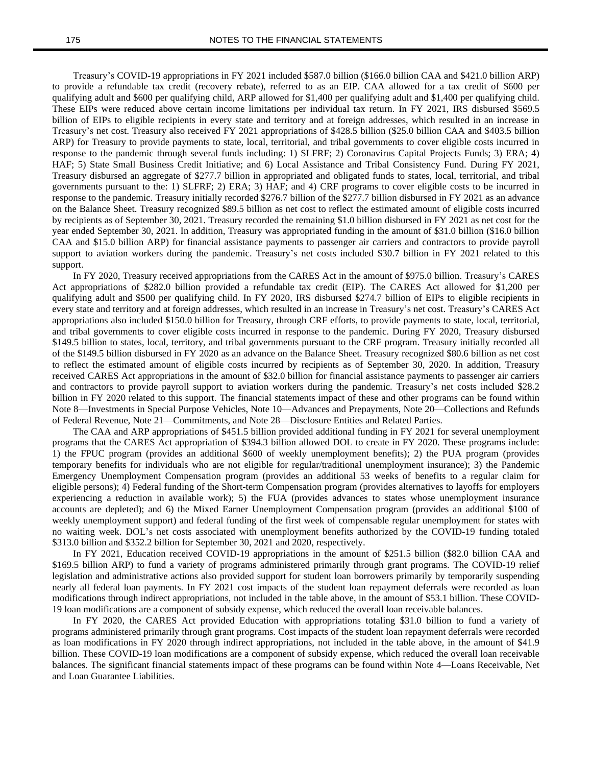Treasury's COVID-19 appropriations in FY 2021 included $587.0 billion ($166.0 billion CAA and $421.0 billion ARP) to provide a refundable tax credit (recovery rebate), referred to as an EIP. CAA allowed for a tax credit of $600 per qualifying adult and $600 per qualifying child, ARP allowed for $1,400 per qualifying adult and $1,400 per qualifying child. These EIPs were reduced above certain income limitations per individual tax return. In FY 2021, IRS disbursed $569.5 billion of EIPs to eligible recipients in every state and territory and at foreign addresses, which resulted in an increase in Treasury's net cost. Treasury also received FY 2021 appropriations of $428.5 billion ($25.0 billion CAA and $403.5 billion ARP) for Treasury to provide payments to state, local, territorial, and tribal governments to cover eligible costs incurred in response to the pandemic through several funds including: 1) SLFRF; 2) Coronavirus Capital Projects Funds; 3) ERA; 4) HAF; 5) State Small Business Credit Initiative; and 6) Local Assistance and Tribal Consistency Fund. During FY 2021, Treasury disbursed an aggregate of $277.7 billion in appropriated and obligated funds to states, local, territorial, and tribal governments pursuant to the: 1) SLFRF; 2) ERA; 3) HAF; and 4) CRF programs to cover eligible costs to be incurred in response to the pandemic. Treasury initially recorded $276.7 billion of the $277.7 billion disbursed in FY 2021 as an advance on the Balance Sheet. Treasury recognized $89.5 billion as net cost to reflect the estimated amount of eligible costs incurred by recipients as of September 30, 2021. Treasury recorded the remaining $1.0 billion disbursed in FY 2021 as net cost for the year ended September 30, 2021. In addition, Treasury was appropriated funding in the amount of $31.0 billion ($16.0 billion CAA and $15.0 billion ARP) for financial assistance payments to passenger air carriers and contractors to provide payroll support to aviation workers during the pandemic. Treasury's net costs included $30.7 billion in FY 2021 related to this support.

In FY 2020, Treasury received appropriations from the CARES Act in the amount of $975.0 billion. Treasury's CARES Act appropriations of $282.0 billion provided a refundable tax credit (EIP). The CARES Act allowed for $1,200 per qualifying adult and $500 per qualifying child. In FY 2020, IRS disbursed $274.7 billion of EIPs to eligible recipients in every state and territory and at foreign addresses, which resulted in an increase in Treasury's net cost. Treasury's CARES Act appropriations also included $150.0 billion for Treasury, through CRF efforts, to provide payments to state, local, territorial, and tribal governments to cover eligible costs incurred in response to the pandemic. During FY 2020, Treasury disbursed $149.5 billion to states, local, territory, and tribal governments pursuant to the CRF program. Treasury initially recorded all of the $149.5 billion disbursed in FY 2020 as an advance on the Balance Sheet. Treasury recognized $80.6 billion as net cost to reflect the estimated amount of eligible costs incurred by recipients as of September 30, 2020. In addition, Treasury received CARES Act appropriations in the amount of $32.0 billion for financial assistance payments to passenger air carriers and contractors to provide payroll support to aviation workers during the pandemic. Treasury's net costs included $28.2 billion in FY 2020 related to this support. The financial statements impact of these and other programs can be found within Note 8—Investments in Special Purpose Vehicles, Note 10—Advances and Prepayments, Note 20—Collections and Refunds of Federal Revenue, Note 21—Commitments, and Note 28—Disclosure Entities and Related Parties.

The CAA and ARP appropriations of $451.5 billion provided additional funding in FY 2021 for several unemployment programs that the CARES Act appropriation of $394.3 billion allowed DOL to create in FY 2020. These programs include: 1) the FPUC program (provides an additional $600 of weekly unemployment benefits); 2) the PUA program (provides temporary benefits for individuals who are not eligible for regular/traditional unemployment insurance); 3) the Pandemic Emergency Unemployment Compensation program (provides an additional 53 weeks of benefits to a regular claim for eligible persons); 4) Federal funding of the Short-term Compensation program (provides alternatives to layoffs for employers experiencing a reduction in available work); 5) the FUA (provides advances to states whose unemployment insurance accounts are depleted); and 6) the Mixed Earner Unemployment Compensation program (provides an additional $100 of weekly unemployment support) and federal funding of the first week of compensable regular unemployment for states with no waiting week. DOL's net costs associated with unemployment benefits authorized by the COVID-19 funding totaled $313.0 billion and $352.2 billion for September 30, 2021 and 2020, respectively.

In FY 2021, Education received COVID-19 appropriations in the amount of $251.5 billion ($82.0 billion CAA and $169.5 billion ARP) to fund a variety of programs administered primarily through grant programs. The COVID-19 relief legislation and administrative actions also provided support for student loan borrowers primarily by temporarily suspending nearly all federal loan payments. In FY 2021 cost impacts of the student loan repayment deferrals were recorded as loan modifications through indirect appropriations, not included in the table above, in the amount of $53.1 billion. These COVID-19 loan modifications are a component of subsidy expense, which reduced the overall loan receivable balances.

In FY 2020, the CARES Act provided Education with appropriations totaling $31.0 billion to fund a variety of programs administered primarily through grant programs. Cost impacts of the student loan repayment deferrals were recorded as loan modifications in FY 2020 through indirect appropriations, not included in the table above, in the amount of $41.9 billion. These COVID-19 loan modifications are a component of subsidy expense, which reduced the overall loan receivable balances. The significant financial statements impact of these programs can be found within Note 4—Loans Receivable, Net and Loan Guarantee Liabilities.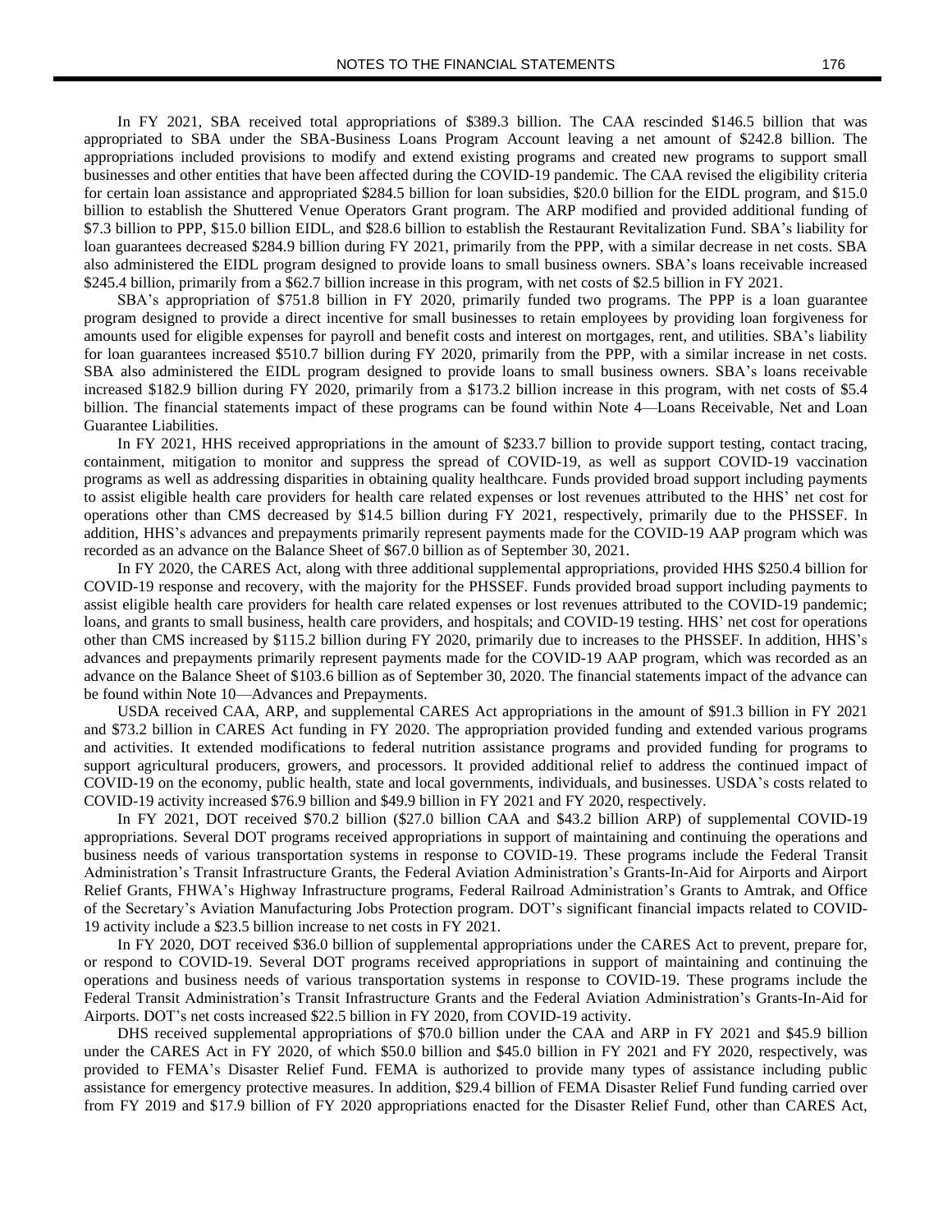In FY 2021, SBA received total appropriations of $389.3 billion. The CAA rescinded $146.5 billion that was appropriated to SBA under the SBA-Business Loans Program Account leaving a net amount of $242.8 billion. The appropriations included provisions to modify and extend existing programs and created new programs to support small businesses and other entities that have been affected during the COVID-19 pandemic. The CAA revised the eligibility criteria for certain loan assistance and appropriated $284.5 billion for loan subsidies, $20.0 billion for the EIDL program, and $15.0 billion to establish the Shuttered Venue Operators Grant program. The ARP modified and provided additional funding of $7.3 billion to PPP, $15.0 billion EIDL, and $28.6 billion to establish the Restaurant Revitalization Fund. SBA's liability for loan guarantees decreased $284.9 billion during FY 2021, primarily from the PPP, with a similar decrease in net costs. SBA also administered the EIDL program designed to provide loans to small business owners. SBA's loans receivable increased $245.4 billion, primarily from a $62.7 billion increase in this program, with net costs of $2.5 billion in FY 2021.

SBA's appropriation of $751.8 billion in FY 2020, primarily funded two programs. The PPP is a loan guarantee program designed to provide a direct incentive for small businesses to retain employees by providing loan forgiveness for amounts used for eligible expenses for payroll and benefit costs and interest on mortgages, rent, and utilities. SBA's liability for loan guarantees increased $510.7 billion during FY 2020, primarily from the PPP, with a similar increase in net costs. SBA also administered the EIDL program designed to provide loans to small business owners. SBA's loans receivable increased $182.9 billion during FY 2020, primarily from a $173.2 billion increase in this program, with net costs of $5.4 billion. The financial statements impact of these programs can be found within Note 4—Loans Receivable, Net and Loan Guarantee Liabilities.

In FY 2021, HHS received appropriations in the amount of $233.7 billion to provide support testing, contact tracing, containment, mitigation to monitor and suppress the spread of COVID-19, as well as support COVID-19 vaccination programs as well as addressing disparities in obtaining quality healthcare. Funds provided broad support including payments to assist eligible health care providers for health care related expenses or lost revenues attributed to the HHS' net cost for operations other than CMS decreased by $14.5 billion during FY 2021, respectively, primarily due to the PHSSEF. In addition, HHS's advances and prepayments primarily represent payments made for the COVID-19 AAP program which was recorded as an advance on the Balance Sheet of $67.0 billion as of September 30, 2021.

In FY 2020, the CARES Act, along with three additional supplemental appropriations, provided HHS $250.4 billion for COVID-19 response and recovery, with the majority for the PHSSEF. Funds provided broad support including payments to assist eligible health care providers for health care related expenses or lost revenues attributed to the COVID-19 pandemic; loans, and grants to small business, health care providers, and hospitals; and COVID-19 testing. HHS' net cost for operations other than CMS increased by $115.2 billion during FY 2020, primarily due to increases to the PHSSEF. In addition, HHS's advances and prepayments primarily represent payments made for the COVID-19 AAP program, which was recorded as an advance on the Balance Sheet of $103.6 billion as of September 30, 2020. The financial statements impact of the advance can be found within Note 10—Advances and Prepayments.

USDA received CAA, ARP, and supplemental CARES Act appropriations in the amount of $91.3 billion in FY 2021 and $73.2 billion in CARES Act funding in FY 2020. The appropriation provided funding and extended various programs and activities. It extended modifications to federal nutrition assistance programs and provided funding for programs to support agricultural producers, growers, and processors. It provided additional relief to address the continued impact of COVID-19 on the economy, public health, state and local governments, individuals, and businesses. USDA's costs related to COVID-19 activity increased $76.9 billion and $49.9 billion in FY 2021 and FY 2020, respectively.

In FY 2021, DOT received $70.2 billion ($27.0 billion CAA and $43.2 billion ARP) of supplemental COVID-19 appropriations. Several DOT programs received appropriations in support of maintaining and continuing the operations and business needs of various transportation systems in response to COVID-19. These programs include the Federal Transit Administration's Transit Infrastructure Grants, the Federal Aviation Administration's Grants-In-Aid for Airports and Airport Relief Grants, FHWA's Highway Infrastructure programs, Federal Railroad Administration's Grants to Amtrak, and Office of the Secretary's Aviation Manufacturing Jobs Protection program. DOT's significant financial impacts related to COVID-19 activity include a $23.5 billion increase to net costs in FY 2021.

In FY 2020, DOT received $36.0 billion of supplemental appropriations under the CARES Act to prevent, prepare for, or respond to COVID-19. Several DOT programs received appropriations in support of maintaining and continuing the operations and business needs of various transportation systems in response to COVID-19. These programs include the Federal Transit Administration's Transit Infrastructure Grants and the Federal Aviation Administration's Grants-In-Aid for Airports. DOT's net costs increased $22.5 billion in FY 2020, from COVID-19 activity.

DHS received supplemental appropriations of $70.0 billion under the CAA and ARP in FY 2021 and $45.9 billion under the CARES Act in FY 2020, of which $50.0 billion and $45.0 billion in FY 2021 and FY 2020, respectively, was provided to FEMA's Disaster Relief Fund. FEMA is authorized to provide many types of assistance including public assistance for emergency protective measures. In addition, $29.4 billion of FEMA Disaster Relief Fund funding carried over from FY 2019 and $17.9 billion of FY 2020 appropriations enacted for the Disaster Relief Fund, other than CARES Act,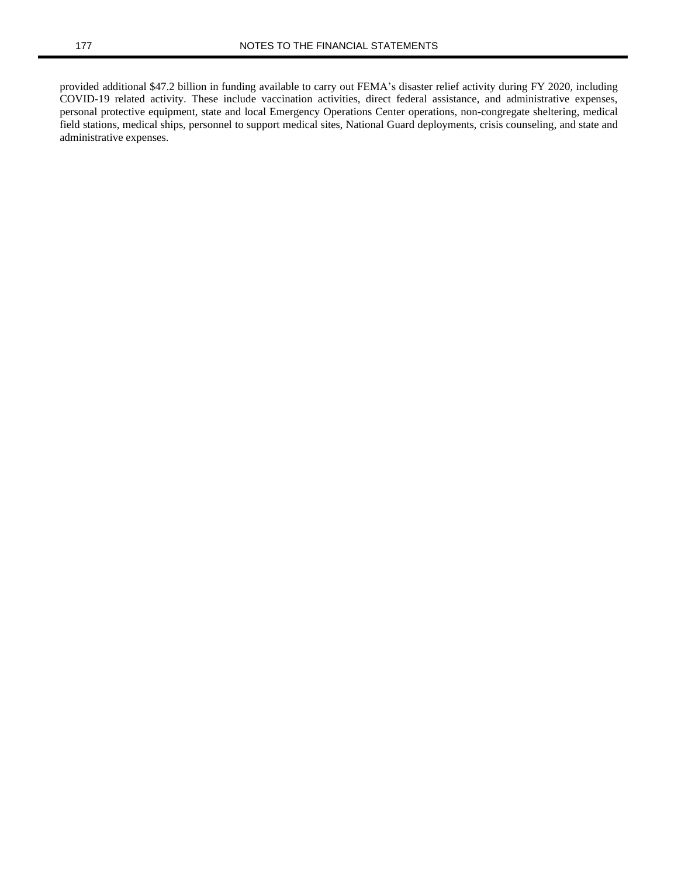provided additional $47.2 billion in funding available to carry out FEMA's disaster relief activity during FY 2020, including COVID-19 related activity. These include vaccination activities, direct federal assistance, and administrative expenses, personal protective equipment, state and local Emergency Operations Center operations, non-congregate sheltering, medical field stations, medical ships, personnel to support medical sites, National Guard deployments, crisis counseling, and state and administrative expenses.